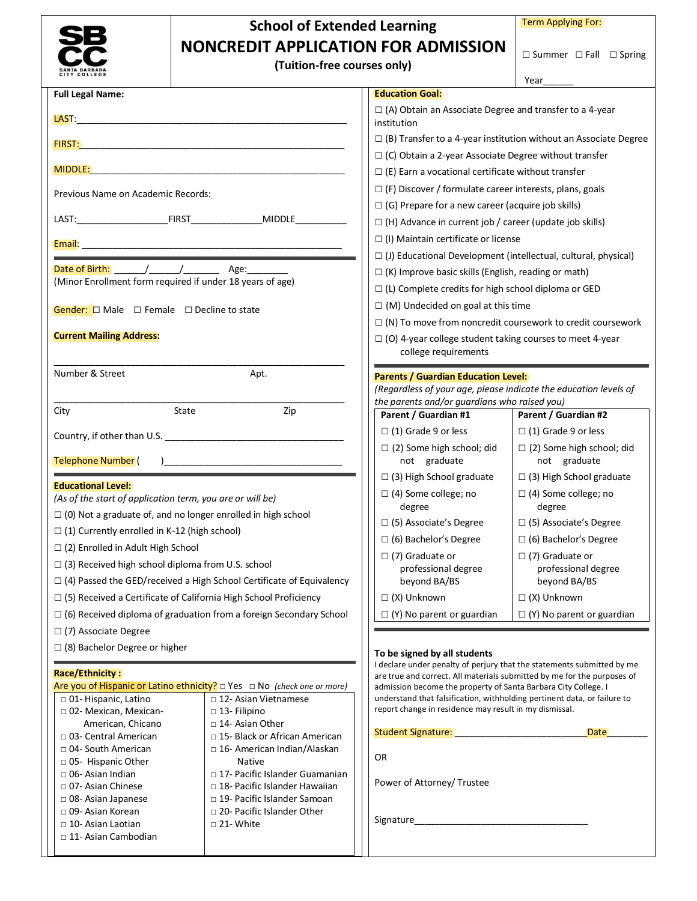SBCC SANTA BARBARA CITY COLLEGE

# School of Extended Learning
## NONCREDIT APPLICATION FOR ADMISSION
**(Tuition-free courses only)**

Term Applying For:

☐ Summer ☐ Fall ☐ Spring

Year______

**Full Legal Name:**

LAST:_____________________________________________________

FIRST:____________________________________________________

MIDDLE:___________________________________________________

Previous Name on Academic Records:

LAST:_________________FIRST______________MIDDLE__________

Email: ___________________________________________________

Date of Birth: ______/______/_______ Age:________
(Minor Enrollment form required if under 18 years of age)

Gender: ☐ Male ☐ Female ☐ Decline to state

**Current Mailing Address:**

_________________________________________________________
Number & Street Apt.

_________________________________________________________
City State Zip

Country, if other than U.S. ___________________________________

Telephone Number ( )___________________________________

**Educational Level:**
*(As of the start of application term, you are or will be)*

☐ (0) Not a graduate of, and no longer enrolled in high school
☐ (1) Currently enrolled in K-12 (high school)
☐ (2) Enrolled in Adult High School
☐ (3) Received high school diploma from U.S. school
☐ (4) Passed the GED/received a High School Certificate of Equivalency
☐ (5) Received a Certificate of California High School Proficiency
☐ (6) Received diploma of graduation from a foreign Secondary School
☐ (7) Associate Degree
☐ (8) Bachelor Degree or higher

**Race/Ethnicity :**
Are you of Hispanic or Latino ethnicity? ☐ Yes ☐ No *(check one or more)*

| | |
|---|---|
| ☐ 01- Hispanic, Latino | ☐ 12- Asian Vietnamese |
| ☐ 02- Mexican, Mexican-American, Chicano | ☐ 13- Filipino |
| ☐ 03- Central American | ☐ 14- Asian Other |
| ☐ 04- South American | ☐ 15- Black or African American |
| ☐ 05- Hispanic Other | ☐ 16- American Indian/Alaskan Native |
| ☐ 06- Asian Indian | ☐ 17- Pacific Islander Guamanian |
| ☐ 07- Asian Chinese | ☐ 18- Pacific Islander Hawaiian |
| ☐ 08- Asian Japanese | ☐ 19- Pacific Islander Samoan |
| ☐ 09- Asian Korean | ☐ 20- Pacific Islander Other |
| ☐ 10- Asian Laotian | ☐ 21- White |
| ☐ 11- Asian Cambodian | |

**Education Goal:**

☐ (A) Obtain an Associate Degree and transfer to a 4-year institution
☐ (B) Transfer to a 4-year institution without an Associate Degree
☐ (C) Obtain a 2-year Associate Degree without transfer
☐ (E) Earn a vocational certificate without transfer
☐ (F) Discover / formulate career interests, plans, goals
☐ (G) Prepare for a new career (acquire job skills)
☐ (H) Advance in current job / career (update job skills)
☐ (I) Maintain certificate or license
☐ (J) Educational Development (intellectual, cultural, physical)
☐ (K) Improve basic skills (English, reading or math)
☐ (L) Complete credits for high school diploma or GED
☐ (M) Undecided on goal at this time
☐ (N) To move from noncredit coursework to credit coursework
☐ (O) 4-year college student taking courses to meet 4-year college requirements

**Parents / Guardian Education Level:**
*(Regardless of your age, please indicate the education levels of the parents and/or guardians who raised you)*

| Parent / Guardian #1 | Parent / Guardian #2 |
|---|---|
| ☐ (1) Grade 9 or less | ☐ (1) Grade 9 or less |
| ☐ (2) Some high school; did not graduate | ☐ (2) Some high school; did not graduate |
| ☐ (3) High School graduate | ☐ (3) High School graduate |
| ☐ (4) Some college; no degree | ☐ (4) Some college; no degree |
| ☐ (5) Associate's Degree | ☐ (5) Associate's Degree |
| ☐ (6) Bachelor's Degree | ☐ (6) Bachelor's Degree |
| ☐ (7) Graduate or professional degree beyond BA/BS | ☐ (7) Graduate or professional degree beyond BA/BS |
| ☐ (X) Unknown | ☐ (X) Unknown |
| ☐ (Y) No parent or guardian | ☐ (Y) No parent or guardian |

**To be signed by all students**

I declare under penalty of perjury that the statements submitted by me are true and correct. All materials submitted by me for the purposes of admission become the property of Santa Barbara City College. I understand that falsification, withholding pertinent data, or failure to report change in residence may result in my dismissal.

Student Signature: _________________________Date________

OR

Power of Attorney/ Trustee

Signature___________________________________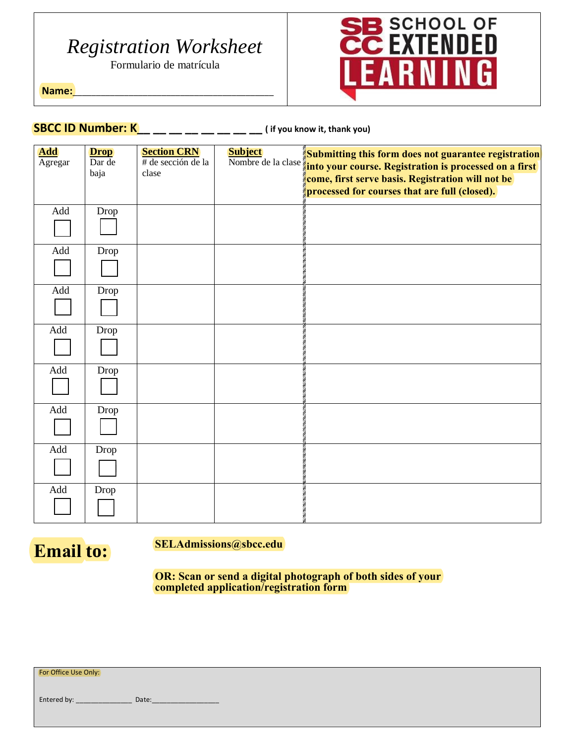# *Registration Worksheet*

Formulario de matrícula

**Name:**___________________________________

SCHOOL OF EXTENDED LEARNING

**SBCC ID Number: K__ __ __ __ __ __ __ __ __** **( if you know it, thank you)**

| **Add** Agregar | **Drop** Dar de baja | **Section CRN** # de sección de la clase | **Subject** Nombre de la clase | **Submitting this form does not guarantee registration into your course. Registration is processed on a first come, first serve basis. Registration will not be processed for courses that are full (closed).** |
|---|---|---|---|---|
| Add ☐ | Drop ☐ | | | |
| Add ☐ | Drop ☐ | | | |
| Add ☐ | Drop ☐ | | | |
| Add ☐ | Drop ☐ | | | |
| Add ☐ | Drop ☐ | | | |
| Add ☐ | Drop ☐ | | | |
| Add ☐ | Drop ☐ | | | |
| Add ☐ | Drop ☐ | | | |

**Email to:** **SELAdmissions@sbcc.edu**

**OR: Scan or send a digital photograph of both sides of your completed application/registration form**

For Office Use Only:

Entered by: _______________ Date:_________________